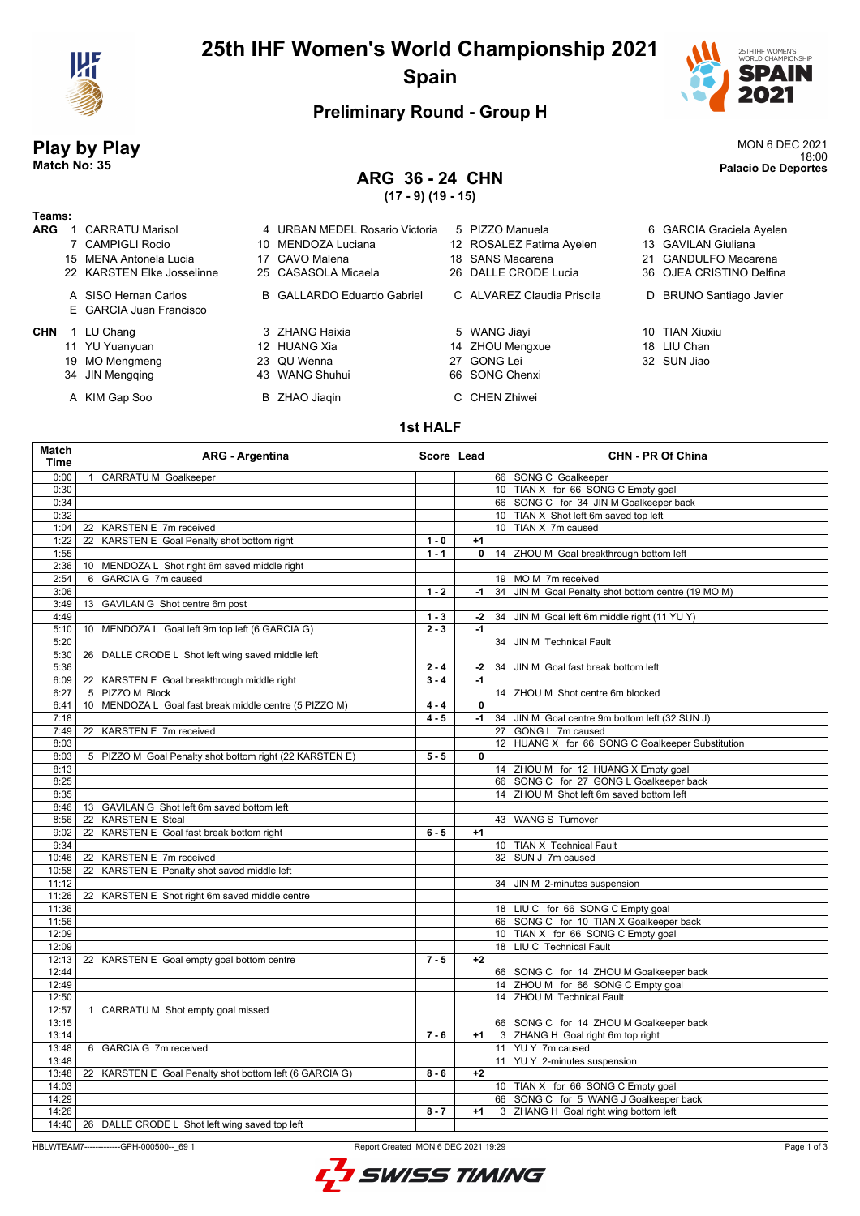# 25th IHF Women's World Championship 2021

## Spain

### Preliminary Round - Group H

**Play by Play**
**Match No: 35**

MON 6 DEC 2021
18:00
**Palacio De Deportes**

## ARG 36 - 24 CHN

**(17 - 9) (19 - 15)**

**Teams:**

**ARG**
1 CARRATU Marisol, 4 URBAN MEDEL Rosario Victoria, 5 PIZZO Manuela, 6 GARCIA Graciela Ayelen, 7 CAMPIGLI Rocio, 10 MENDOZA Luciana, 12 ROSALEZ Fatima Ayelen, 13 GAVILAN Giuliana, 15 MENA Antonela Lucia, 17 CAVO Malena, 18 SANS Macarena, 21 GANDULFO Macarena, 22 KARSTEN Elke Josselinne, 25 CASASOLA Micaela, 26 DALLE CRODE Lucia, 36 OJEA CRISTINO Delfina

A SISO Hernan Carlos, B GALLARDO Eduardo Gabriel, C ALVAREZ Claudia Priscila, D BRUNO Santiago Javier, E GARCIA Juan Francisco

**CHN**
1 LU Chang, 3 ZHANG Haixia, 5 WANG Jiayi, 10 TIAN Xiuxiu, 11 YU Yuanyuan, 12 HUANG Xia, 14 ZHOU Mengxue, 18 LIU Chan, 19 MO Mengmeng, 23 QU Wenna, 27 GONG Lei, 32 SUN Jiao, 34 JIN Mengqing, 43 WANG Shuhui, 66 SONG Chenxi

A KIM Gap Soo, B ZHAO Jiaqin, C CHEN Zhiwei

### 1st HALF

| Match Time | ARG - Argentina | Score | Lead | CHN - PR Of China |
|---|---|---|---|---|
| 0:00 | 1 CARRATU M Goalkeeper | | | 66 SONG C Goalkeeper |
| 0:30 | | | | 10 TIAN X for 66 SONG C Empty goal |
| 0:34 | | | | 66 SONG C for 34 JIN M Goalkeeper back |
| 0:32 | | | | 10 TIAN X Shot left 6m saved top left |
| 1:04 | 22 KARSTEN E 7m received | | | 10 TIAN X 7m caused |
| 1:22 | 22 KARSTEN E Goal Penalty shot bottom right | 1 - 0 | +1 | |
| 1:55 | | 1 - 1 | 0 | 14 ZHOU M Goal breakthrough bottom left |
| 2:36 | 10 MENDOZA L Shot right 6m saved middle right | | | |
| 2:54 | 6 GARCIA G 7m caused | | | 19 MO M 7m received |
| 3:06 | | 1 - 2 | -1 | 34 JIN M Goal Penalty shot bottom centre (19 MO M) |
| 3:49 | 13 GAVILAN G Shot centre 6m post | | | |
| 4:49 | | 1 - 3 | -2 | 34 JIN M Goal left 6m middle right (11 YU Y) |
| 5:10 | 10 MENDOZA L Goal left 9m top left (6 GARCIA G) | 2 - 3 | -1 | |
| 5:20 | | | | 34 JIN M Technical Fault |
| 5:30 | 26 DALLE CRODE L Shot left wing saved middle left | | | |
| 5:36 | | 2 - 4 | -2 | 34 JIN M Goal fast break bottom left |
| 6:09 | 22 KARSTEN E Goal breakthrough middle right | 3 - 4 | -1 | |
| 6:27 | 5 PIZZO M Block | | | 14 ZHOU M Shot centre 6m blocked |
| 6:41 | 10 MENDOZA L Goal fast break middle centre (5 PIZZO M) | 4 - 4 | 0 | |
| 7:18 | | 4 - 5 | -1 | 34 JIN M Goal centre 9m bottom left (32 SUN J) |
| 7:49 | 22 KARSTEN E 7m received | | | 27 GONG L 7m caused |
| 8:03 | | | | 12 HUANG X for 66 SONG C Goalkeeper Substitution |
| 8:03 | 5 PIZZO M Goal Penalty shot bottom right (22 KARSTEN E) | 5 - 5 | 0 | |
| 8:13 | | | | 14 ZHOU M for 12 HUANG X Empty goal |
| 8:25 | | | | 66 SONG C for 27 GONG L Goalkeeper back |
| 8:35 | | | | 14 ZHOU M Shot left 6m saved bottom left |
| 8:46 | 13 GAVILAN G Shot left 6m saved bottom left | | | |
| 8:56 | 22 KARSTEN E Steal | | | 43 WANG S Turnover |
| 9:02 | 22 KARSTEN E Goal fast break bottom right | 6 - 5 | +1 | |
| 9:34 | | | | 10 TIAN X Technical Fault |
| 10:46 | 22 KARSTEN E 7m received | | | 32 SUN J 7m caused |
| 10:58 | 22 KARSTEN E Penalty shot saved middle left | | | |
| 11:12 | | | | 34 JIN M 2-minutes suspension |
| 11:26 | 22 KARSTEN E Shot right 6m saved middle centre | | | |
| 11:36 | | | | 18 LIU C for 66 SONG C Empty goal |
| 11:56 | | | | 66 SONG C for 10 TIAN X Goalkeeper back |
| 12:09 | | | | 10 TIAN X for 66 SONG C Empty goal |
| 12:09 | | | | 18 LIU C Technical Fault |
| 12:13 | 22 KARSTEN E Goal empty goal bottom centre | 7 - 5 | +2 | |
| 12:44 | | | | 66 SONG C for 14 ZHOU M Goalkeeper back |
| 12:49 | | | | 14 ZHOU M for 66 SONG C Empty goal |
| 12:50 | | | | 14 ZHOU M Technical Fault |
| 12:57 | 1 CARRATU M Shot empty goal missed | | | |
| 13:15 | | | | 66 SONG C for 14 ZHOU M Goalkeeper back |
| 13:14 | | 7 - 6 | +1 | 3 ZHANG H Goal right 6m top right |
| 13:48 | 6 GARCIA G 7m received | | | 11 YU Y 7m caused |
| 13:48 | | | | 11 YU Y 2-minutes suspension |
| 13:48 | 22 KARSTEN E Goal Penalty shot bottom left (6 GARCIA G) | 8 - 6 | +2 | |
| 14:03 | | | | 10 TIAN X for 66 SONG C Empty goal |
| 14:29 | | | | 66 SONG C for 5 WANG J Goalkeeper back |
| 14:26 | | 8 - 7 | +1 | 3 ZHANG H Goal right wing bottom left |
| 14:40 | 26 DALLE CRODE L Shot left wing saved top left | | | |

HBLWTEAM7-------------GPH-000500--_69 1 Report Created MON 6 DEC 2021 19:29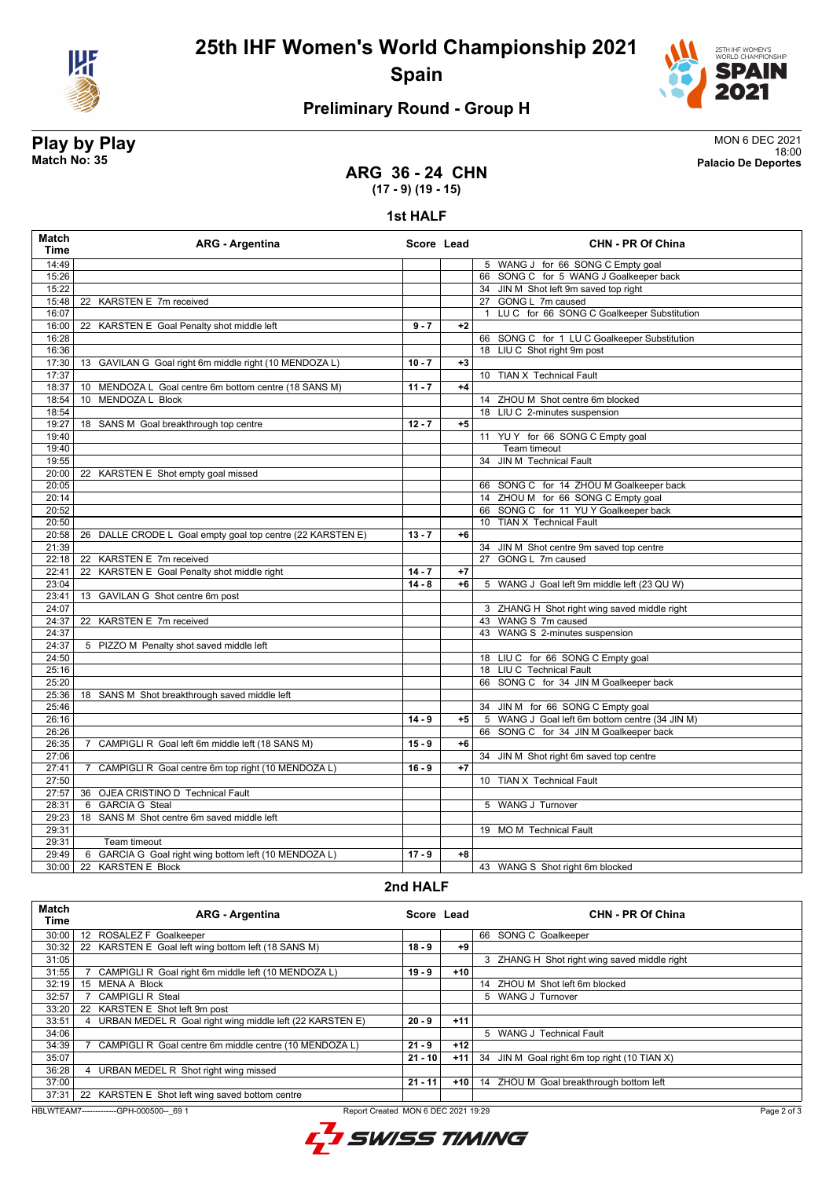# 25th IHF Women's World Championship 2021

## Spain

### Preliminary Round - Group H

**Play by Play**
**Match No: 35**

MON 6 DEC 2021
18:00
**Palacio De Deportes**

## ARG 36 - 24 CHN
**(17 - 9) (19 - 15)**

### 1st HALF

| Match Time | ARG - Argentina | Score | Lead | CHN - PR Of China |
|---|---|---|---|---|
| 14:49 | | | | 5 WANG J for 66 SONG C Empty goal |
| 15:26 | | | | 66 SONG C for 5 WANG J Goalkeeper back |
| 15:22 | | | | 34 JIN M Shot left 9m saved top right |
| 15:48 | 22 KARSTEN E 7m received | | | 27 GONG L 7m caused |
| 16:07 | | | | 1 LU C for 66 SONG C Goalkeeper Substitution |
| 16:00 | 22 KARSTEN E Goal Penalty shot middle left | 9 - 7 | +2 | |
| 16:28 | | | | 66 SONG C for 1 LU C Goalkeeper Substitution |
| 16:36 | | | | 18 LIU C Shot right 9m post |
| 17:30 | 13 GAVILAN G Goal right 6m middle right (10 MENDOZA L) | 10 - 7 | +3 | |
| 17:37 | | | | 10 TIAN X Technical Fault |
| 18:37 | 10 MENDOZA L Goal centre 6m bottom centre (18 SANS M) | 11 - 7 | +4 | |
| 18:54 | 10 MENDOZA L Block | | | 14 ZHOU M Shot centre 6m blocked |
| 18:54 | | | | 18 LIU C 2-minutes suspension |
| 19:27 | 18 SANS M Goal breakthrough top centre | 12 - 7 | +5 | |
| 19:40 | | | | 11 YU Y for 66 SONG C Empty goal |
| 19:40 | | | | Team timeout |
| 19:55 | | | | 34 JIN M Technical Fault |
| 20:00 | 22 KARSTEN E Shot empty goal missed | | | |
| 20:05 | | | | 66 SONG C for 14 ZHOU M Goalkeeper back |
| 20:14 | | | | 14 ZHOU M for 66 SONG C Empty goal |
| 20:52 | | | | 66 SONG C for 11 YU Y Goalkeeper back |
| 20:50 | | | | 10 TIAN X Technical Fault |
| 20:58 | 26 DALLE CRODE L Goal empty goal top centre (22 KARSTEN E) | 13 - 7 | +6 | |
| 21:39 | | | | 34 JIN M Shot centre 9m saved top centre |
| 22:18 | 22 KARSTEN E 7m received | | | 27 GONG L 7m caused |
| 22:41 | 22 KARSTEN E Goal Penalty shot middle right | 14 - 7 | +7 | |
| 23:04 | | 14 - 8 | +6 | 5 WANG J Goal left 9m middle left (23 QU W) |
| 23:41 | 13 GAVILAN G Shot centre 6m post | | | |
| 24:07 | | | | 3 ZHANG H Shot right wing saved middle right |
| 24:37 | 22 KARSTEN E 7m received | | | 43 WANG S 7m caused |
| 24:37 | | | | 43 WANG S 2-minutes suspension |
| 24:37 | 5 PIZZO M Penalty shot saved middle left | | | |
| 24:50 | | | | 18 LIU C for 66 SONG C Empty goal |
| 25:16 | | | | 18 LIU C Technical Fault |
| 25:20 | | | | 66 SONG C for 34 JIN M Goalkeeper back |
| 25:36 | 18 SANS M Shot breakthrough saved middle left | | | |
| 25:46 | | | | 34 JIN M for 66 SONG C Empty goal |
| 26:16 | | 14 - 9 | +5 | 5 WANG J Goal left 6m bottom centre (34 JIN M) |
| 26:26 | | | | 66 SONG C for 34 JIN M Goalkeeper back |
| 26:35 | 7 CAMPIGLI R Goal left 6m middle left (18 SANS M) | 15 - 9 | +6 | |
| 27:06 | | | | 34 JIN M Shot right 6m saved top centre |
| 27:41 | 7 CAMPIGLI R Goal centre 6m top right (10 MENDOZA L) | 16 - 9 | +7 | |
| 27:50 | | | | 10 TIAN X Technical Fault |
| 27:57 | 36 OJEA CRISTINO D Technical Fault | | | |
| 28:31 | 6 GARCIA G Steal | | | 5 WANG J Turnover |
| 29:23 | 18 SANS M Shot centre 6m saved middle left | | | |
| 29:31 | | | | 19 MO M Technical Fault |
| 29:31 | Team timeout | | | |
| 29:49 | 6 GARCIA G Goal right wing bottom left (10 MENDOZA L) | 17 - 9 | +8 | |
| 30:00 | 22 KARSTEN E Block | | | 43 WANG S Shot right 6m blocked |

### 2nd HALF

| Match Time | ARG - Argentina | Score | Lead | CHN - PR Of China |
|---|---|---|---|---|
| 30:00 | 12 ROSALEZ F Goalkeeper | | | 66 SONG C Goalkeeper |
| 30:32 | 22 KARSTEN E Goal left wing bottom left (18 SANS M) | 18 - 9 | +9 | |
| 31:05 | | | | 3 ZHANG H Shot right wing saved middle right |
| 31:55 | 7 CAMPIGLI R Goal right 6m middle left (10 MENDOZA L) | 19 - 9 | +10 | |
| 32:19 | 15 MENA A Block | | | 14 ZHOU M Shot left 6m blocked |
| 32:57 | 7 CAMPIGLI R Steal | | | 5 WANG J Turnover |
| 33:20 | 22 KARSTEN E Shot left 9m post | | | |
| 33:51 | 4 URBAN MEDEL R Goal right wing middle left (22 KARSTEN E) | 20 - 9 | +11 | |
| 34:06 | | | | 5 WANG J Technical Fault |
| 34:39 | 7 CAMPIGLI R Goal centre 6m middle centre (10 MENDOZA L) | 21 - 9 | +12 | |
| 35:07 | | 21 - 10 | +11 | 34 JIN M Goal right 6m top right (10 TIAN X) |
| 36:28 | 4 URBAN MEDEL R Shot right wing missed | | | |
| 37:00 | | 21 - 11 | +10 | 14 ZHOU M Goal breakthrough bottom left |
| 37:31 | 22 KARSTEN E Shot left wing saved bottom centre | | | |

HBLWTEAM7-------------GPH-000500--_69 1 Report Created MON 6 DEC 2021 19:29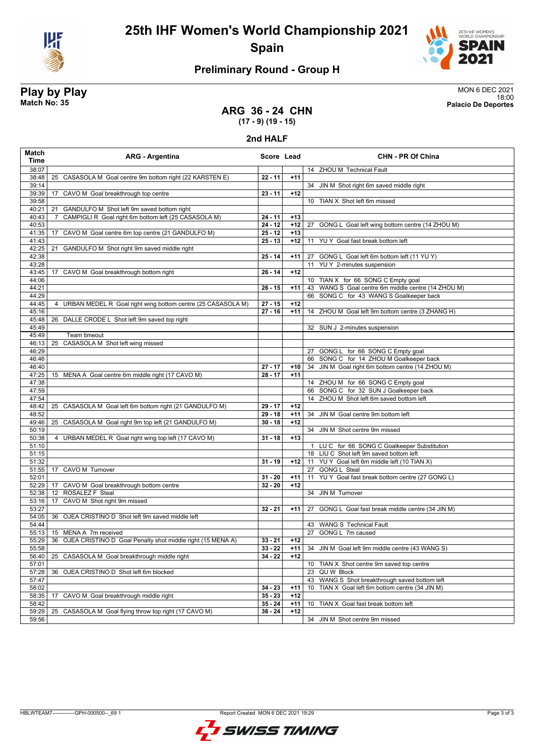# 25th IHF Women's World Championship 2021

## Spain

### Preliminary Round - Group H

**Play by Play**
**Match No: 35**

MON 6 DEC 2021
18:00
**Palacio De Deportes**

## ARG 36 - 24 CHN

**(17 - 9) (19 - 15)**

### 2nd HALF

| Match Time | ARG - Argentina | Score | Lead | CHN - PR Of China |
|---|---|---|---|---|
| 38:07 | | | | 14 ZHOU M Technical Fault |
| 38:48 | 25 CASASOLA M Goal centre 9m bottom right (22 KARSTEN E) | 22 - 11 | +11 | |
| 39:14 | | | | 34 JIN M Shot right 6m saved middle right |
| 39:39 | 17 CAVO M Goal breakthrough top centre | 23 - 11 | +12 | |
| 39:58 | | | | 10 TIAN X Shot left 6m missed |
| 40:21 | 21 GANDULFO M Shot left 9m saved bottom right | | | |
| 40:43 | 7 CAMPIGLI R Goal right 6m bottom left (25 CASASOLA M) | 24 - 11 | +13 | |
| 40:53 | | 24 - 12 | +12 | 27 GONG L Goal left wing bottom centre (14 ZHOU M) |
| 41:35 | 17 CAVO M Goal centre 6m top centre (21 GANDULFO M) | 25 - 12 | +13 | |
| 41:43 | | 25 - 13 | +12 | 11 YU Y Goal fast break bottom left |
| 42:25 | 21 GANDULFO M Shot right 9m saved middle right | | | |
| 42:38 | | 25 - 14 | +11 | 27 GONG L Goal left 6m bottom left (11 YU Y) |
| 43:28 | | | | 11 YU Y 2-minutes suspension |
| 43:45 | 17 CAVO M Goal breakthrough bottom right | 26 - 14 | +12 | |
| 44:06 | | | | 10 TIAN X for 66 SONG C Empty goal |
| 44:21 | | 26 - 15 | +11 | 43 WANG S Goal centre 6m middle centre (14 ZHOU M) |
| 44:29 | | | | 66 SONG C for 43 WANG S Goalkeeper back |
| 44:45 | 4 URBAN MEDEL R Goal right wing bottom centre (25 CASASOLA M) | 27 - 15 | +12 | |
| 45:16 | | 27 - 16 | +11 | 14 ZHOU M Goal left 9m bottom centre (3 ZHANG H) |
| 45:48 | 26 DALLE CRODE L Shot left 9m saved top right | | | |
| 45:49 | | | | 32 SUN J 2-minutes suspension |
| 45:49 | Team timeout | | | |
| 46:13 | 25 CASASOLA M Shot left wing missed | | | |
| 46:29 | | | | 27 GONG L for 66 SONG C Empty goal |
| 46:46 | | | | 66 SONG C for 14 ZHOU M Goalkeeper back |
| 46:40 | | 27 - 17 | +10 | 34 JIN M Goal right 6m bottom centre (14 ZHOU M) |
| 47:25 | 15 MENA A Goal centre 6m middle right (17 CAVO M) | 28 - 17 | +11 | |
| 47:38 | | | | 14 ZHOU M for 66 SONG C Empty goal |
| 47:59 | | | | 66 SONG C for 32 SUN J Goalkeeper back |
| 47:54 | | | | 14 ZHOU M Shot left 6m saved bottom left |
| 48:42 | 25 CASASOLA M Goal left 6m bottom right (21 GANDULFO M) | 29 - 17 | +12 | |
| 48:52 | | 29 - 18 | +11 | 34 JIN M Goal centre 9m bottom left |
| 49:46 | 25 CASASOLA M Goal right 9m top left (21 GANDULFO M) | 30 - 18 | +12 | |
| 50:19 | | | | 34 JIN M Shot centre 9m missed |
| 50:38 | 4 URBAN MEDEL R Goal right wing top left (17 CAVO M) | 31 - 18 | +13 | |
| 51:10 | | | | 1 LU C for 66 SONG C Goalkeeper Substitution |
| 51:15 | | | | 18 LIU C Shot left 9m saved bottom left |
| 51:32 | | 31 - 19 | +12 | 11 YU Y Goal left 6m middle left (10 TIAN X) |
| 51:55 | 17 CAVO M Turnover | | | 27 GONG L Steal |
| 52:01 | | 31 - 20 | +11 | 11 YU Y Goal fast break bottom centre (27 GONG L) |
| 52:29 | 17 CAVO M Goal breakthrough bottom centre | 32 - 20 | +12 | |
| 52:38 | 12 ROSALEZ F Steal | | | 34 JIN M Turnover |
| 53:16 | 17 CAVO M Shot right 9m missed | | | |
| 53:27 | | 32 - 21 | +11 | 27 GONG L Goal fast break middle centre (34 JIN M) |
| 54:05 | 36 OJEA CRISTINO D Shot left 9m saved middle left | | | |
| 54:44 | | | | 43 WANG S Technical Fault |
| 55:13 | 15 MENA A 7m received | | | 27 GONG L 7m caused |
| 55:29 | 36 OJEA CRISTINO D Goal Penalty shot middle right (15 MENA A) | 33 - 21 | +12 | |
| 55:58 | | 33 - 22 | +11 | 34 JIN M Goal left 9m middle centre (43 WANG S) |
| 56:40 | 25 CASASOLA M Goal breakthrough middle right | 34 - 22 | +12 | |
| 57:01 | | | | 10 TIAN X Shot centre 9m saved top centre |
| 57:28 | 36 OJEA CRISTINO D Shot left 6m blocked | | | 23 QU W Block |
| 57:47 | | | | 43 WANG S Shot breakthrough saved bottom left |
| 58:02 | | 34 - 23 | +11 | 10 TIAN X Goal left 6m bottom centre (34 JIN M) |
| 58:35 | 17 CAVO M Goal breakthrough middle right | 35 - 23 | +12 | |
| 58:42 | | 35 - 24 | +11 | 10 TIAN X Goal fast break bottom left |
| 59:29 | 25 CASASOLA M Goal flying throw top right (17 CAVO M) | 36 - 24 | +12 | |
| 59:56 | | | | 34 JIN M Shot centre 9m missed |

HBLWTEAM7-------------GPH-000500--_69 1 Report Created MON 6 DEC 2021 19:29